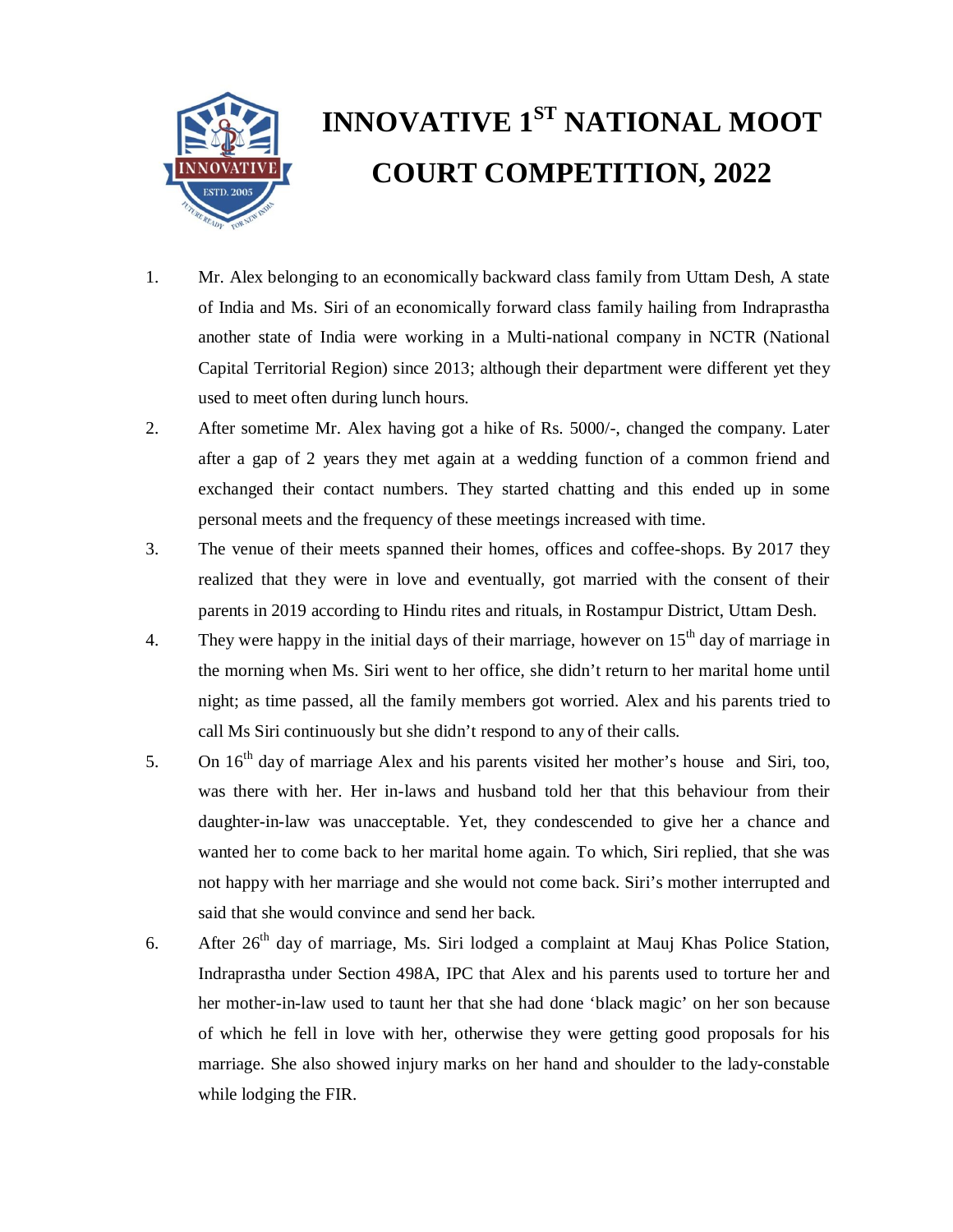# INNOVATIVE 1ST NATIONAL MOOT COURT COMPETITION, 2022

1. Mr. Alex belonging to an economically backward class family from Uttam Desh, A state of India and Ms. Siri of an economically forward class family hailing from Indraprastha another state of India were working in a Multi-national company in NCTR (National Capital Territorial Region) since 2013; although their department were different yet they used to meet often during lunch hours.

2. After sometime Mr. Alex having got a hike of Rs. 5000/-, changed the company. Later after a gap of 2 years they met again at a wedding function of a common friend and exchanged their contact numbers. They started chatting and this ended up in some personal meets and the frequency of these meetings increased with time.

3. The venue of their meets spanned their homes, offices and coffee-shops. By 2017 they realized that they were in love and eventually, got married with the consent of their parents in 2019 according to Hindu rites and rituals, in Rostampur District, Uttam Desh.

4. They were happy in the initial days of their marriage, however on 15th day of marriage in the morning when Ms. Siri went to her office, she didn't return to her marital home until night; as time passed, all the family members got worried. Alex and his parents tried to call Ms Siri continuously but she didn't respond to any of their calls.

5. On 16th day of marriage Alex and his parents visited her mother's house and Siri, too, was there with her. Her in-laws and husband told her that this behaviour from their daughter-in-law was unacceptable. Yet, they condescended to give her a chance and wanted her to come back to her marital home again. To which, Siri replied, that she was not happy with her marriage and she would not come back. Siri's mother interrupted and said that she would convince and send her back.

6. After 26th day of marriage, Ms. Siri lodged a complaint at Mauj Khas Police Station, Indraprastha under Section 498A, IPC that Alex and his parents used to torture her and her mother-in-law used to taunt her that she had done 'black magic' on her son because of which he fell in love with her, otherwise they were getting good proposals for his marriage. She also showed injury marks on her hand and shoulder to the lady-constable while lodging the FIR.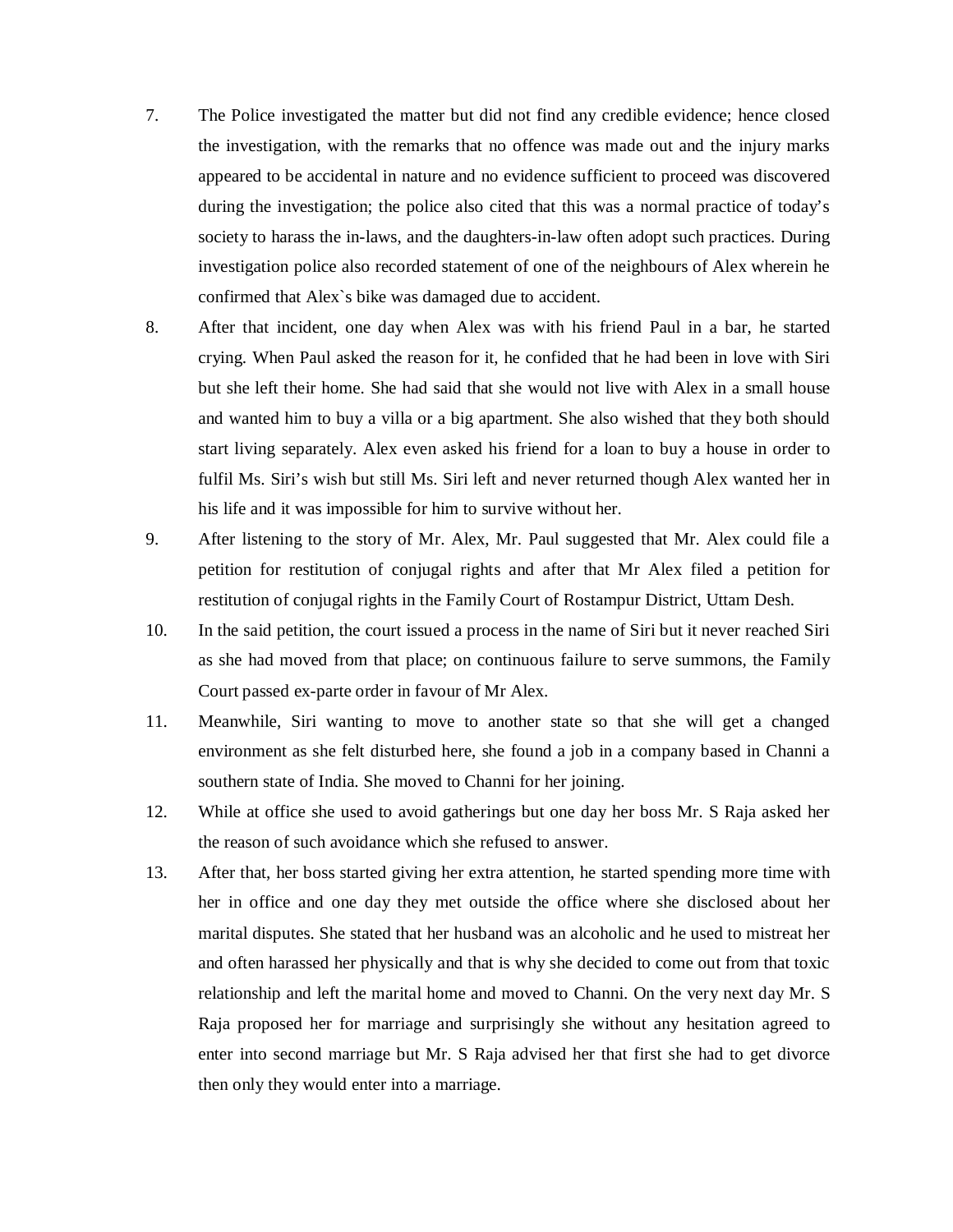7. The Police investigated the matter but did not find any credible evidence; hence closed the investigation, with the remarks that no offence was made out and the injury marks appeared to be accidental in nature and no evidence sufficient to proceed was discovered during the investigation; the police also cited that this was a normal practice of today's society to harass the in-laws, and the daughters-in-law often adopt such practices. During investigation police also recorded statement of one of the neighbours of Alex wherein he confirmed that Alex`s bike was damaged due to accident.

8. After that incident, one day when Alex was with his friend Paul in a bar, he started crying. When Paul asked the reason for it, he confided that he had been in love with Siri but she left their home. She had said that she would not live with Alex in a small house and wanted him to buy a villa or a big apartment. She also wished that they both should start living separately. Alex even asked his friend for a loan to buy a house in order to fulfil Ms. Siri's wish but still Ms. Siri left and never returned though Alex wanted her in his life and it was impossible for him to survive without her.

9. After listening to the story of Mr. Alex, Mr. Paul suggested that Mr. Alex could file a petition for restitution of conjugal rights and after that Mr Alex filed a petition for restitution of conjugal rights in the Family Court of Rostampur District, Uttam Desh.

10. In the said petition, the court issued a process in the name of Siri but it never reached Siri as she had moved from that place; on continuous failure to serve summons, the Family Court passed ex-parte order in favour of Mr Alex.

11. Meanwhile, Siri wanting to move to another state so that she will get a changed environment as she felt disturbed here, she found a job in a company based in Channi a southern state of India. She moved to Channi for her joining.

12. While at office she used to avoid gatherings but one day her boss Mr. S Raja asked her the reason of such avoidance which she refused to answer.

13. After that, her boss started giving her extra attention, he started spending more time with her in office and one day they met outside the office where she disclosed about her marital disputes. She stated that her husband was an alcoholic and he used to mistreat her and often harassed her physically and that is why she decided to come out from that toxic relationship and left the marital home and moved to Channi. On the very next day Mr. S Raja proposed her for marriage and surprisingly she without any hesitation agreed to enter into second marriage but Mr. S Raja advised her that first she had to get divorce then only they would enter into a marriage.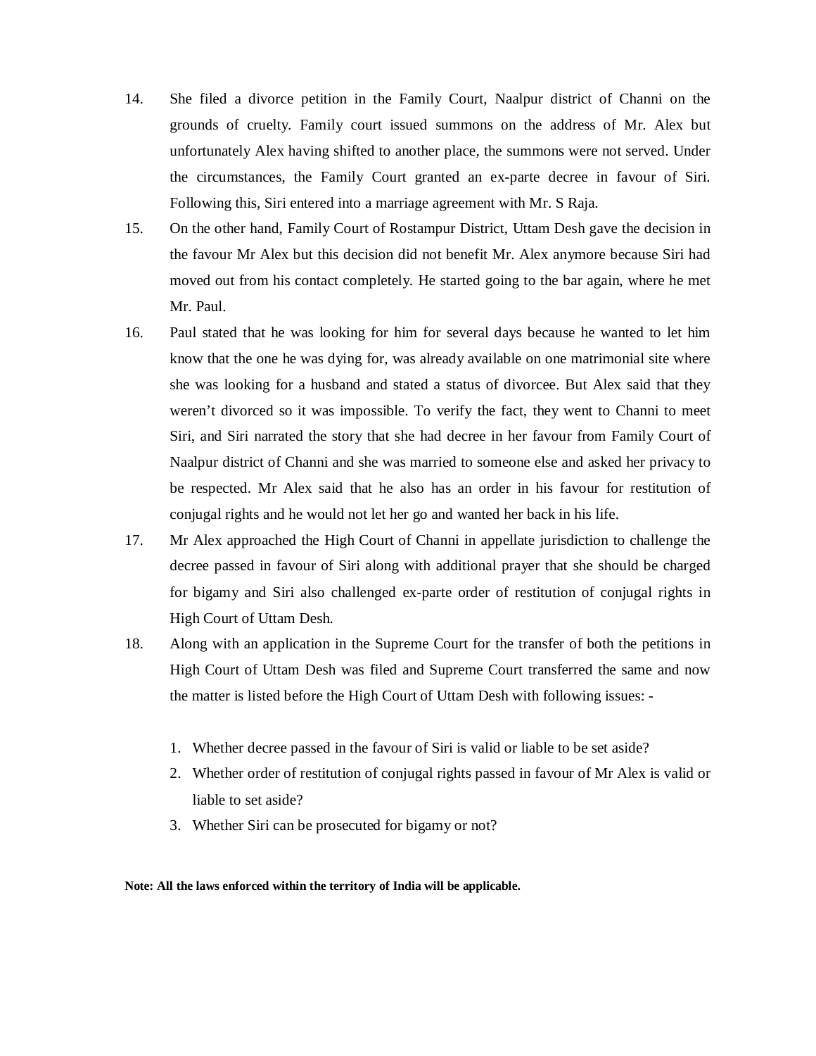14. She filed a divorce petition in the Family Court, Naalpur district of Channi on the grounds of cruelty. Family court issued summons on the address of Mr. Alex but unfortunately Alex having shifted to another place, the summons were not served. Under the circumstances, the Family Court granted an ex-parte decree in favour of Siri. Following this, Siri entered into a marriage agreement with Mr. S Raja.
15. On the other hand, Family Court of Rostampur District, Uttam Desh gave the decision in the favour Mr Alex but this decision did not benefit Mr. Alex anymore because Siri had moved out from his contact completely. He started going to the bar again, where he met Mr. Paul.
16. Paul stated that he was looking for him for several days because he wanted to let him know that the one he was dying for, was already available on one matrimonial site where she was looking for a husband and stated a status of divorcee. But Alex said that they weren't divorced so it was impossible. To verify the fact, they went to Channi to meet Siri, and Siri narrated the story that she had decree in her favour from Family Court of Naalpur district of Channi and she was married to someone else and asked her privacy to be respected. Mr Alex said that he also has an order in his favour for restitution of conjugal rights and he would not let her go and wanted her back in his life.
17. Mr Alex approached the High Court of Channi in appellate jurisdiction to challenge the decree passed in favour of Siri along with additional prayer that she should be charged for bigamy and Siri also challenged ex-parte order of restitution of conjugal rights in High Court of Uttam Desh.
18. Along with an application in the Supreme Court for the transfer of both the petitions in High Court of Uttam Desh was filed and Supreme Court transferred the same and now the matter is listed before the High Court of Uttam Desh with following issues: -

    1. Whether decree passed in the favour of Siri is valid or liable to be set aside?
    2. Whether order of restitution of conjugal rights passed in favour of Mr Alex is valid or liable to set aside?
    3. Whether Siri can be prosecuted for bigamy or not?

**Note: All the laws enforced within the territory of India will be applicable.**